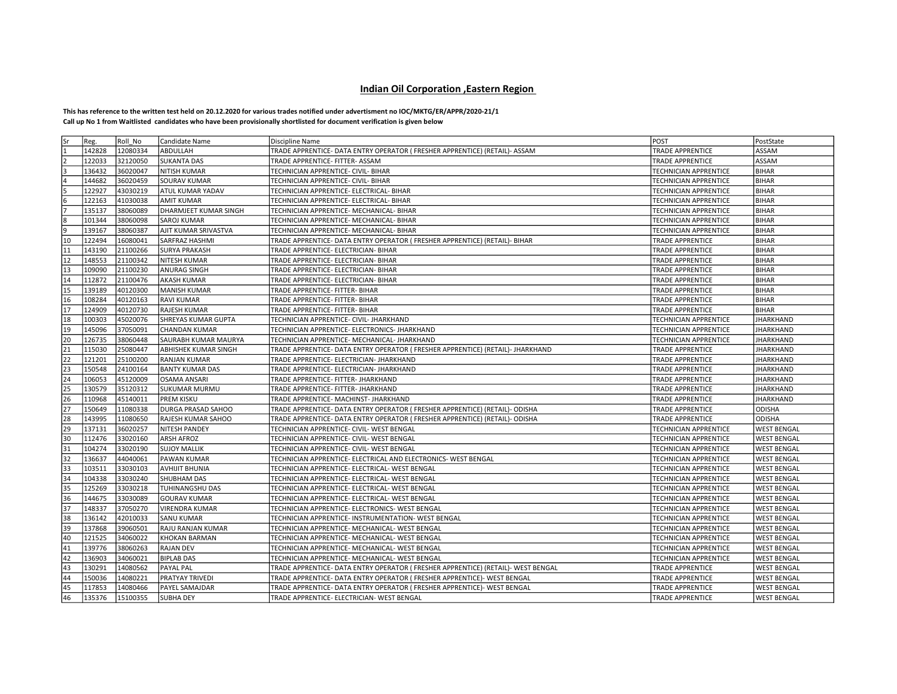# Indian Oil Corporation ,Eastern Region

**This has reference to the written test held on 20.12.2020 for various trades notified under advertisment no IOC/MKTG/ER/APPR/2020-21/1**
**Call up No 1 from Waitlisted candidates who have been provisionally shortlisted for document verification is given below**

| Sr | Reg. | Roll_No | Candidate Name | Discipline Name | POST | PostState |
|---|---|---|---|---|---|---|
| 1 | 142828 | 12080334 | ABDULLAH | TRADE APPRENTICE- DATA ENTRY OPERATOR ( FRESHER APPRENTICE) (RETAIL)- ASSAM | TRADE APPRENTICE | ASSAM |
| 2 | 122033 | 32120050 | SUKANTA DAS | TRADE APPRENTICE- FITTER- ASSAM | TRADE APPRENTICE | ASSAM |
| 3 | 136432 | 36020047 | NITISH KUMAR | TECHNICIAN APPRENTICE- CIVIL- BIHAR | TECHNICIAN APPRENTICE | BIHAR |
| 4 | 144682 | 36020459 | SOURAV KUMAR | TECHNICIAN APPRENTICE- CIVIL- BIHAR | TECHNICIAN APPRENTICE | BIHAR |
| 5 | 122927 | 43030219 | ATUL KUMAR YADAV | TECHNICIAN APPRENTICE- ELECTRICAL- BIHAR | TECHNICIAN APPRENTICE | BIHAR |
| 6 | 122163 | 41030038 | AMIT KUMAR | TECHNICIAN APPRENTICE- ELECTRICAL- BIHAR | TECHNICIAN APPRENTICE | BIHAR |
| 7 | 135137 | 38060089 | DHARMJEET KUMAR SINGH | TECHNICIAN APPRENTICE- MECHANICAL- BIHAR | TECHNICIAN APPRENTICE | BIHAR |
| 8 | 101344 | 38060098 | SAROJ KUMAR | TECHNICIAN APPRENTICE- MECHANICAL- BIHAR | TECHNICIAN APPRENTICE | BIHAR |
| 9 | 139167 | 38060387 | AJIT KUMAR SRIVASTVA | TECHNICIAN APPRENTICE- MECHANICAL- BIHAR | TECHNICIAN APPRENTICE | BIHAR |
| 10 | 122494 | 16080041 | SARFRAZ HASHMI | TRADE APPRENTICE- DATA ENTRY OPERATOR ( FRESHER APPRENTICE) (RETAIL)- BIHAR | TRADE APPRENTICE | BIHAR |
| 11 | 143190 | 21100266 | SURYA PRAKASH | TRADE APPRENTICE- ELECTRICIAN- BIHAR | TRADE APPRENTICE | BIHAR |
| 12 | 148553 | 21100342 | NITESH KUMAR | TRADE APPRENTICE- ELECTRICIAN- BIHAR | TRADE APPRENTICE | BIHAR |
| 13 | 109090 | 21100230 | ANURAG SINGH | TRADE APPRENTICE- ELECTRICIAN- BIHAR | TRADE APPRENTICE | BIHAR |
| 14 | 112872 | 21100476 | AKASH KUMAR | TRADE APPRENTICE- ELECTRICIAN- BIHAR | TRADE APPRENTICE | BIHAR |
| 15 | 139189 | 40120300 | MANISH KUMAR | TRADE APPRENTICE- FITTER- BIHAR | TRADE APPRENTICE | BIHAR |
| 16 | 108284 | 40120163 | RAVI KUMAR | TRADE APPRENTICE- FITTER- BIHAR | TRADE APPRENTICE | BIHAR |
| 17 | 124909 | 40120730 | RAJESH KUMAR | TRADE APPRENTICE- FITTER- BIHAR | TRADE APPRENTICE | BIHAR |
| 18 | 100303 | 45020076 | SHREYAS KUMAR GUPTA | TECHNICIAN APPRENTICE- CIVIL- JHARKHAND | TECHNICIAN APPRENTICE | JHARKHAND |
| 19 | 145096 | 37050091 | CHANDAN KUMAR | TECHNICIAN APPRENTICE- ELECTRONICS- JHARKHAND | TECHNICIAN APPRENTICE | JHARKHAND |
| 20 | 126735 | 38060448 | SAURABH KUMAR MAURYA | TECHNICIAN APPRENTICE- MECHANICAL- JHARKHAND | TECHNICIAN APPRENTICE | JHARKHAND |
| 21 | 115030 | 25080447 | ABHISHEK KUMAR SINGH | TRADE APPRENTICE- DATA ENTRY OPERATOR ( FRESHER APPRENTICE) (RETAIL)- JHARKHAND | TRADE APPRENTICE | JHARKHAND |
| 22 | 121201 | 25100200 | RANJAN KUMAR | TRADE APPRENTICE- ELECTRICIAN- JHARKHAND | TRADE APPRENTICE | JHARKHAND |
| 23 | 150548 | 24100164 | BANTY KUMAR DAS | TRADE APPRENTICE- ELECTRICIAN- JHARKHAND | TRADE APPRENTICE | JHARKHAND |
| 24 | 106053 | 45120009 | OSAMA ANSARI | TRADE APPRENTICE- FITTER- JHARKHAND | TRADE APPRENTICE | JHARKHAND |
| 25 | 130579 | 35120312 | SUKUMAR MURMU | TRADE APPRENTICE- FITTER- JHARKHAND | TRADE APPRENTICE | JHARKHAND |
| 26 | 110968 | 45140011 | PREM KISKU | TRADE APPRENTICE- MACHINST- JHARKHAND | TRADE APPRENTICE | JHARKHAND |
| 27 | 150649 | 11080338 | DURGA PRASAD SAHOO | TRADE APPRENTICE- DATA ENTRY OPERATOR ( FRESHER APPRENTICE) (RETAIL)- ODISHA | TRADE APPRENTICE | ODISHA |
| 28 | 143995 | 11080650 | RAJESH KUMAR SAHOO | TRADE APPRENTICE- DATA ENTRY OPERATOR ( FRESHER APPRENTICE) (RETAIL)- ODISHA | TRADE APPRENTICE | ODISHA |
| 29 | 137131 | 36020257 | NITESH PANDEY | TECHNICIAN APPRENTICE- CIVIL- WEST BENGAL | TECHNICIAN APPRENTICE | WEST BENGAL |
| 30 | 112476 | 33020160 | ARSH AFROZ | TECHNICIAN APPRENTICE- CIVIL- WEST BENGAL | TECHNICIAN APPRENTICE | WEST BENGAL |
| 31 | 104274 | 33020190 | SUJOY MALLIK | TECHNICIAN APPRENTICE- CIVIL- WEST BENGAL | TECHNICIAN APPRENTICE | WEST BENGAL |
| 32 | 136637 | 44040061 | PAWAN KUMAR | TECHNICIAN APPRENTICE- ELECTRICAL AND ELECTRONICS- WEST BENGAL | TECHNICIAN APPRENTICE | WEST BENGAL |
| 33 | 103511 | 33030103 | AVHIJIT BHUNIA | TECHNICIAN APPRENTICE- ELECTRICAL- WEST BENGAL | TECHNICIAN APPRENTICE | WEST BENGAL |
| 34 | 104338 | 33030240 | SHUBHAM DAS | TECHNICIAN APPRENTICE- ELECTRICAL- WEST BENGAL | TECHNICIAN APPRENTICE | WEST BENGAL |
| 35 | 125269 | 33030218 | TUHINANGSHU DAS | TECHNICIAN APPRENTICE- ELECTRICAL- WEST BENGAL | TECHNICIAN APPRENTICE | WEST BENGAL |
| 36 | 144675 | 33030089 | GOURAV KUMAR | TECHNICIAN APPRENTICE- ELECTRICAL- WEST BENGAL | TECHNICIAN APPRENTICE | WEST BENGAL |
| 37 | 148337 | 37050270 | VIRENDRA KUMAR | TECHNICIAN APPRENTICE- ELECTRONICS- WEST BENGAL | TECHNICIAN APPRENTICE | WEST BENGAL |
| 38 | 136142 | 42010033 | SANU KUMAR | TECHNICIAN APPRENTICE- INSTRUMENTATION- WEST BENGAL | TECHNICIAN APPRENTICE | WEST BENGAL |
| 39 | 137868 | 39060501 | RAJU RANJAN KUMAR | TECHNICIAN APPRENTICE- MECHANICAL- WEST BENGAL | TECHNICIAN APPRENTICE | WEST BENGAL |
| 40 | 121525 | 34060022 | KHOKAN BARMAN | TECHNICIAN APPRENTICE- MECHANICAL- WEST BENGAL | TECHNICIAN APPRENTICE | WEST BENGAL |
| 41 | 139776 | 38060263 | RAJAN DEV | TECHNICIAN APPRENTICE- MECHANICAL- WEST BENGAL | TECHNICIAN APPRENTICE | WEST BENGAL |
| 42 | 136903 | 34060021 | BIPLAB DAS | TECHNICIAN APPRENTICE- MECHANICAL- WEST BENGAL | TECHNICIAN APPRENTICE | WEST BENGAL |
| 43 | 130291 | 14080562 | PAYAL PAL | TRADE APPRENTICE- DATA ENTRY OPERATOR ( FRESHER APPRENTICE) (RETAIL)- WEST BENGAL | TRADE APPRENTICE | WEST BENGAL |
| 44 | 150036 | 14080221 | PRATYAY TRIVEDI | TRADE APPRENTICE- DATA ENTRY OPERATOR ( FRESHER APPRENTICE)- WEST BENGAL | TRADE APPRENTICE | WEST BENGAL |
| 45 | 117853 | 14080466 | PAYEL SAMAJDAR | TRADE APPRENTICE- DATA ENTRY OPERATOR ( FRESHER APPRENTICE)- WEST BENGAL | TRADE APPRENTICE | WEST BENGAL |
| 46 | 135376 | 15100355 | SUBHA DEY | TRADE APPRENTICE- ELECTRICIAN- WEST BENGAL | TRADE APPRENTICE | WEST BENGAL |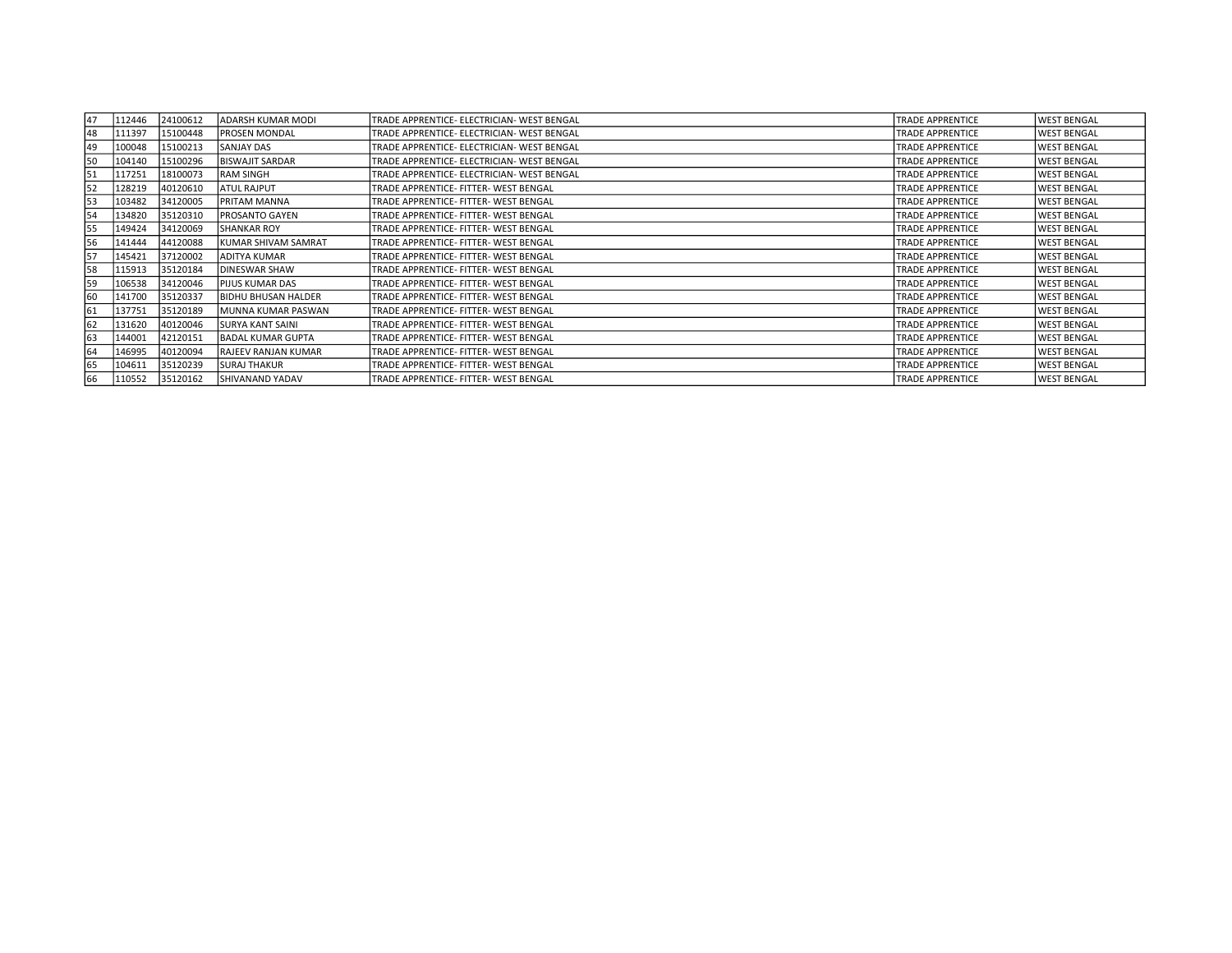| | | | | | | |
|---|---|---|---|---|---|---|
| 47 | 112446 | 24100612 | ADARSH KUMAR MODI | TRADE APPRENTICE- ELECTRICIAN- WEST BENGAL | TRADE APPRENTICE | WEST BENGAL |
| 48 | 111397 | 15100448 | PROSEN MONDAL | TRADE APPRENTICE- ELECTRICIAN- WEST BENGAL | TRADE APPRENTICE | WEST BENGAL |
| 49 | 100048 | 15100213 | SANJAY DAS | TRADE APPRENTICE- ELECTRICIAN- WEST BENGAL | TRADE APPRENTICE | WEST BENGAL |
| 50 | 104140 | 15100296 | BISWAJIT SARDAR | TRADE APPRENTICE- ELECTRICIAN- WEST BENGAL | TRADE APPRENTICE | WEST BENGAL |
| 51 | 117251 | 18100073 | RAM SINGH | TRADE APPRENTICE- ELECTRICIAN- WEST BENGAL | TRADE APPRENTICE | WEST BENGAL |
| 52 | 128219 | 40120610 | ATUL RAJPUT | TRADE APPRENTICE- FITTER- WEST BENGAL | TRADE APPRENTICE | WEST BENGAL |
| 53 | 103482 | 34120005 | PRITAM MANNA | TRADE APPRENTICE- FITTER- WEST BENGAL | TRADE APPRENTICE | WEST BENGAL |
| 54 | 134820 | 35120310 | PROSANTO GAYEN | TRADE APPRENTICE- FITTER- WEST BENGAL | TRADE APPRENTICE | WEST BENGAL |
| 55 | 149424 | 34120069 | SHANKAR ROY | TRADE APPRENTICE- FITTER- WEST BENGAL | TRADE APPRENTICE | WEST BENGAL |
| 56 | 141444 | 44120088 | KUMAR SHIVAM SAMRAT | TRADE APPRENTICE- FITTER- WEST BENGAL | TRADE APPRENTICE | WEST BENGAL |
| 57 | 145421 | 37120002 | ADITYA KUMAR | TRADE APPRENTICE- FITTER- WEST BENGAL | TRADE APPRENTICE | WEST BENGAL |
| 58 | 115913 | 35120184 | DINESWAR SHAW | TRADE APPRENTICE- FITTER- WEST BENGAL | TRADE APPRENTICE | WEST BENGAL |
| 59 | 106538 | 34120046 | PIJUS KUMAR DAS | TRADE APPRENTICE- FITTER- WEST BENGAL | TRADE APPRENTICE | WEST BENGAL |
| 60 | 141700 | 35120337 | BIDHU BHUSAN HALDER | TRADE APPRENTICE- FITTER- WEST BENGAL | TRADE APPRENTICE | WEST BENGAL |
| 61 | 137751 | 35120189 | MUNNA KUMAR PASWAN | TRADE APPRENTICE- FITTER- WEST BENGAL | TRADE APPRENTICE | WEST BENGAL |
| 62 | 131620 | 40120046 | SURYA KANT SAINI | TRADE APPRENTICE- FITTER- WEST BENGAL | TRADE APPRENTICE | WEST BENGAL |
| 63 | 144001 | 42120151 | BADAL KUMAR GUPTA | TRADE APPRENTICE- FITTER- WEST BENGAL | TRADE APPRENTICE | WEST BENGAL |
| 64 | 146995 | 40120094 | RAJEEV RANJAN KUMAR | TRADE APPRENTICE- FITTER- WEST BENGAL | TRADE APPRENTICE | WEST BENGAL |
| 65 | 104611 | 35120239 | SURAJ THAKUR | TRADE APPRENTICE- FITTER- WEST BENGAL | TRADE APPRENTICE | WEST BENGAL |
| 66 | 110552 | 35120162 | SHIVANAND YADAV | TRADE APPRENTICE- FITTER- WEST BENGAL | TRADE APPRENTICE | WEST BENGAL |